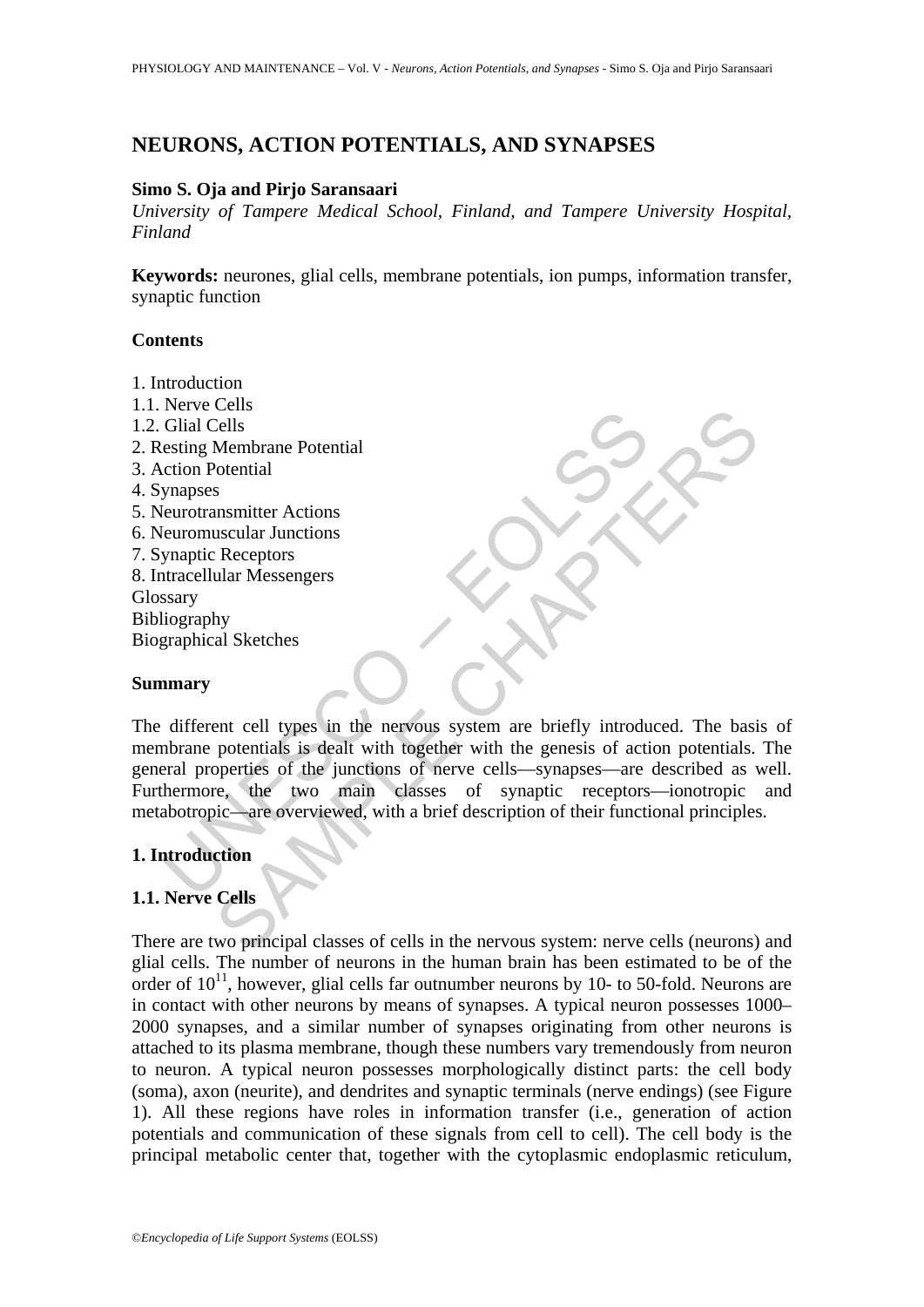# NEURONS, ACTION POTENTIALS, AND SYNAPSES

**Simo S. Oja and Pirjo Saransaari**

*University of Tampere Medical School, Finland, and Tampere University Hospital, Finland*

**Keywords:** neurones, glial cells, membrane potentials, ion pumps, information transfer, synaptic function

## Contents

1. Introduction
1.1. Nerve Cells
1.2. Glial Cells
2. Resting Membrane Potential
3. Action Potential
4. Synapses
5. Neurotransmitter Actions
6. Neuromuscular Junctions
7. Synaptic Receptors
8. Intracellular Messengers

Glossary
Bibliography
Biographical Sketches

## Summary

The different cell types in the nervous system are briefly introduced. The basis of membrane potentials is dealt with together with the genesis of action potentials. The general properties of the junctions of nerve cells—synapses—are described as well. Furthermore, the two main classes of synaptic receptors—ionotropic and metabotropic—are overviewed, with a brief description of their functional principles.

## 1. Introduction

### 1.1. Nerve Cells

There are two principal classes of cells in the nervous system: nerve cells (neurons) and glial cells. The number of neurons in the human brain has been estimated to be of the order of $10^{11}$, however, glial cells far outnumber neurons by 10- to 50-fold. Neurons are in contact with other neurons by means of synapses. A typical neuron possesses 1000–2000 synapses, and a similar number of synapses originating from other neurons is attached to its plasma membrane, though these numbers vary tremendously from neuron to neuron. A typical neuron possesses morphologically distinct parts: the cell body (soma), axon (neurite), and dendrites and synaptic terminals (nerve endings) (see Figure 1). All these regions have roles in information transfer (i.e., generation of action potentials and communication of these signals from cell to cell). The cell body is the principal metabolic center that, together with the cytoplasmic endoplasmic reticulum,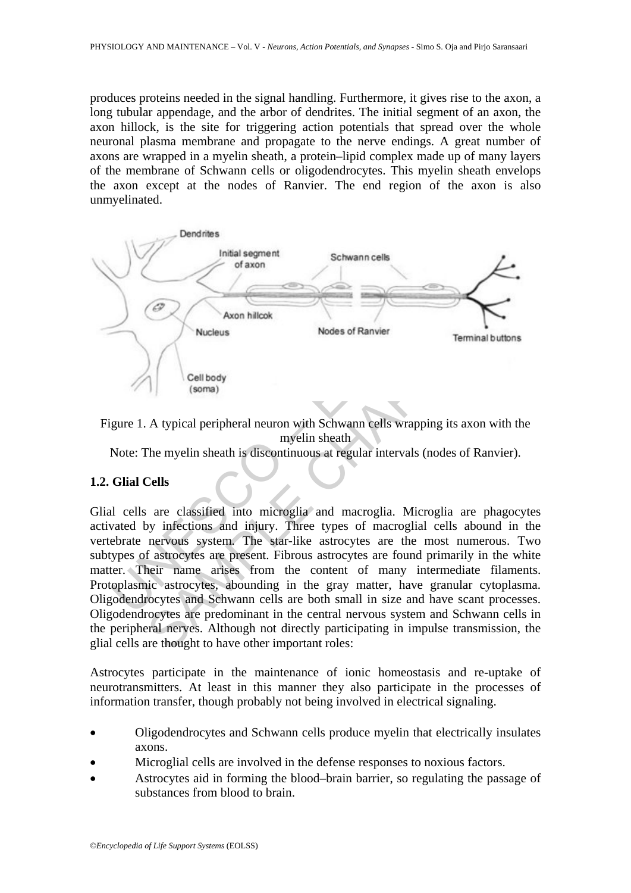produces proteins needed in the signal handling. Furthermore, it gives rise to the axon, a long tubular appendage, and the arbor of dendrites. The initial segment of an axon, the axon hillock, is the site for triggering action potentials that spread over the whole neuronal plasma membrane and propagate to the nerve endings. A great number of axons are wrapped in a myelin sheath, a protein–lipid complex made up of many layers of the membrane of Schwann cells or oligodendrocytes. This myelin sheath envelops the axon except at the nodes of Ranvier. The end region of the axon is also unmyelinated.

Dendrites
Initial segment of axon
Schwann cells
Axon hillcok
Nucleus
Nodes of Ranvier
Terminal buttons
Cell body (soma)

Figure 1. A typical peripheral neuron with Schwann cells wrapping its axon with the myelin sheath

Note: The myelin sheath is discontinuous at regular intervals (nodes of Ranvier).

### 1.2. Glial Cells

Glial cells are classified into microglia and macroglia. Microglia are phagocytes activated by infections and injury. Three types of macroglial cells abound in the vertebrate nervous system. The star-like astrocytes are the most numerous. Two subtypes of astrocytes are present. Fibrous astrocytes are found primarily in the white matter. Their name arises from the content of many intermediate filaments. Protoplasmic astrocytes, abounding in the gray matter, have granular cytoplasma. Oligodendrocytes and Schwann cells are both small in size and have scant processes. Oligodendrocytes are predominant in the central nervous system and Schwann cells in the peripheral nerves. Although not directly participating in impulse transmission, the glial cells are thought to have other important roles:

Astrocytes participate in the maintenance of ionic homeostasis and re-uptake of neurotransmitters. At least in this manner they also participate in the processes of information transfer, though probably not being involved in electrical signaling.

- Oligodendrocytes and Schwann cells produce myelin that electrically insulates axons.
- Microglial cells are involved in the defense responses to noxious factors.
- Astrocytes aid in forming the blood–brain barrier, so regulating the passage of substances from blood to brain.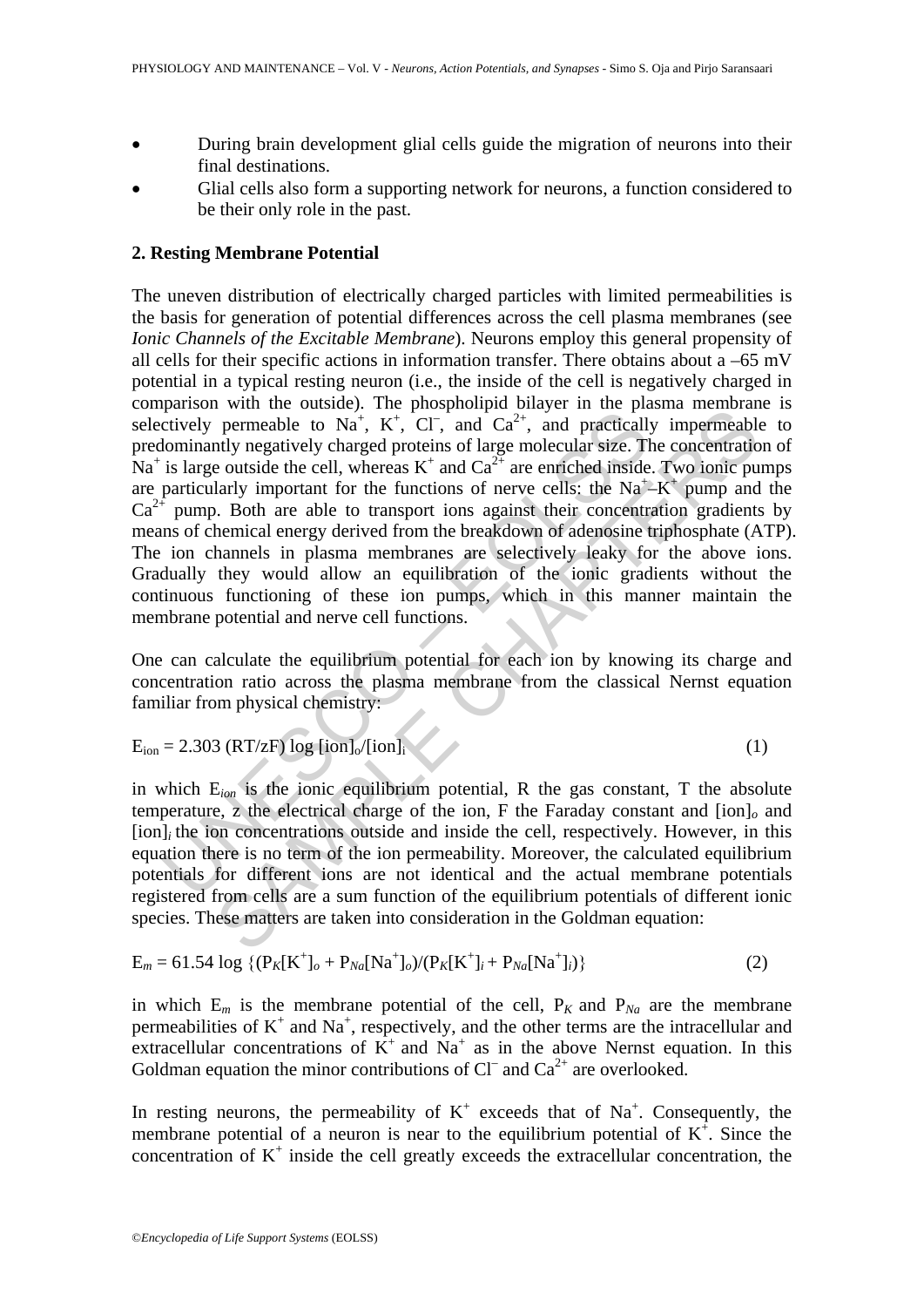- During brain development glial cells guide the migration of neurons into their final destinations.
- Glial cells also form a supporting network for neurons, a function considered to be their only role in the past.

## 2. Resting Membrane Potential

The uneven distribution of electrically charged particles with limited permeabilities is the basis for generation of potential differences across the cell plasma membranes (see *Ionic Channels of the Excitable Membrane*). Neurons employ this general propensity of all cells for their specific actions in information transfer. There obtains about a –65 mV potential in a typical resting neuron (i.e., the inside of the cell is negatively charged in comparison with the outside). The phospholipid bilayer in the plasma membrane is selectively permeable to $Na^+$, $K^+$, $Cl^-$, and $Ca^{2+}$, and practically impermeable to predominantly negatively charged proteins of large molecular size. The concentration of $Na^+$ is large outside the cell, whereas $K^+$ and $Ca^{2+}$ are enriched inside. Two ionic pumps are particularly important for the functions of nerve cells: the $Na^+$–$K^+$ pump and the $Ca^{2+}$ pump. Both are able to transport ions against their concentration gradients by means of chemical energy derived from the breakdown of adenosine triphosphate (ATP). The ion channels in plasma membranes are selectively leaky for the above ions. Gradually they would allow an equilibration of the ionic gradients without the continuous functioning of these ion pumps, which in this manner maintain the membrane potential and nerve cell functions.

One can calculate the equilibrium potential for each ion by knowing its charge and concentration ratio across the plasma membrane from the classical Nernst equation familiar from physical chemistry:

$$E_{ion} = 2.303\ (RT/zF)\ \log\ [ion]_o/[ion]_i \tag{1}$$

in which $E_{ion}$ is the ionic equilibrium potential, R the gas constant, T the absolute temperature, z the electrical charge of the ion, F the Faraday constant and $[ion]_o$ and $[ion]_i$ the ion concentrations outside and inside the cell, respectively. However, in this equation there is no term of the ion permeability. Moreover, the calculated equilibrium potentials for different ions are not identical and the actual membrane potentials registered from cells are a sum function of the equilibrium potentials of different ionic species. These matters are taken into consideration in the Goldman equation:

$$E_m = 61.54\ \log\ \{(P_K[K^+]_o + P_{Na}[Na^+]_o)/(P_K[K^+]_i + P_{Na}[Na^+]_i)\} \tag{2}$$

in which $E_m$ is the membrane potential of the cell, $P_K$ and $P_{Na}$ are the membrane permeabilities of $K^+$ and $Na^+$, respectively, and the other terms are the intracellular and extracellular concentrations of $K^+$ and $Na^+$ as in the above Nernst equation. In this Goldman equation the minor contributions of $Cl^-$ and $Ca^{2+}$ are overlooked.

In resting neurons, the permeability of $K^+$ exceeds that of $Na^+$. Consequently, the membrane potential of a neuron is near to the equilibrium potential of $K^+$. Since the concentration of $K^+$ inside the cell greatly exceeds the extracellular concentration, the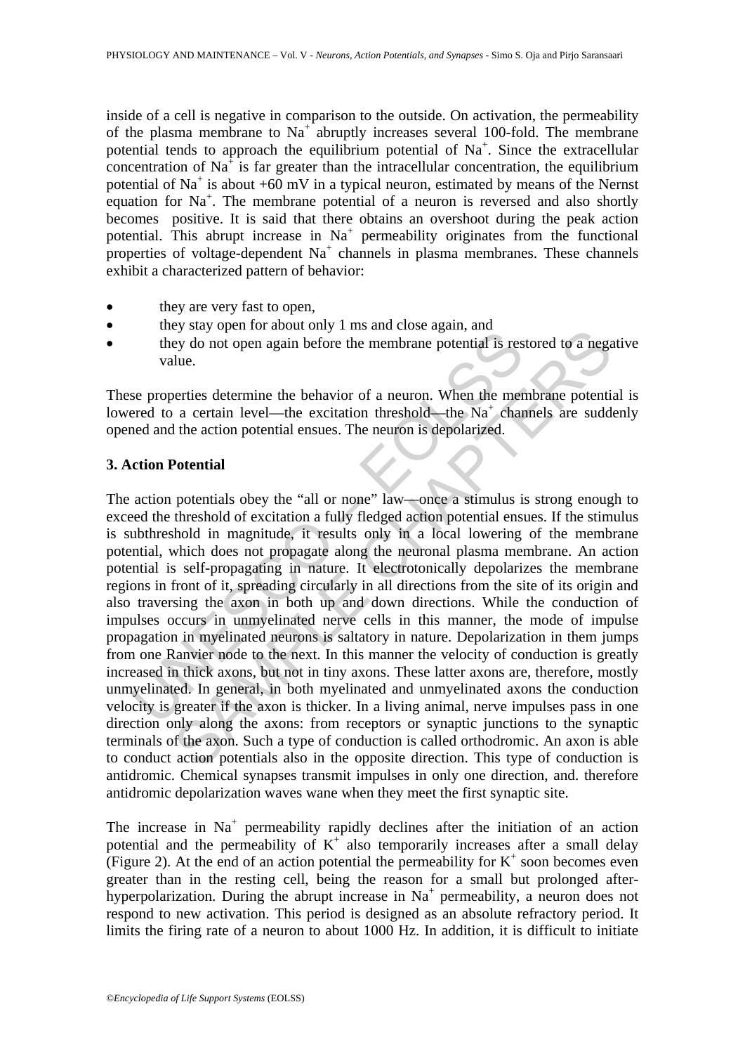inside of a cell is negative in comparison to the outside. On activation, the permeability of the plasma membrane to $Na^+$ abruptly increases several 100-fold. The membrane potential tends to approach the equilibrium potential of $Na^+$. Since the extracellular concentration of $Na^+$ is far greater than the intracellular concentration, the equilibrium potential of $Na^+$ is about +60 mV in a typical neuron, estimated by means of the Nernst equation for $Na^+$. The membrane potential of a neuron is reversed and also shortly becomes positive. It is said that there obtains an overshoot during the peak action potential. This abrupt increase in $Na^+$ permeability originates from the functional properties of voltage-dependent $Na^+$ channels in plasma membranes. These channels exhibit a characterized pattern of behavior:

- they are very fast to open,
- they stay open for about only 1 ms and close again, and
- they do not open again before the membrane potential is restored to a negative value.

These properties determine the behavior of a neuron. When the membrane potential is lowered to a certain level—the excitation threshold—the $Na^+$ channels are suddenly opened and the action potential ensues. The neuron is depolarized.

## 3. Action Potential

The action potentials obey the "all or none" law—once a stimulus is strong enough to exceed the threshold of excitation a fully fledged action potential ensues. If the stimulus is subthreshold in magnitude, it results only in a local lowering of the membrane potential, which does not propagate along the neuronal plasma membrane. An action potential is self-propagating in nature. It electrotonically depolarizes the membrane regions in front of it, spreading circularly in all directions from the site of its origin and also traversing the axon in both up and down directions. While the conduction of impulses occurs in unmyelinated nerve cells in this manner, the mode of impulse propagation in myelinated neurons is saltatory in nature. Depolarization in them jumps from one Ranvier node to the next. In this manner the velocity of conduction is greatly increased in thick axons, but not in tiny axons. These latter axons are, therefore, mostly unmyelinated. In general, in both myelinated and unmyelinated axons the conduction velocity is greater if the axon is thicker. In a living animal, nerve impulses pass in one direction only along the axons: from receptors or synaptic junctions to the synaptic terminals of the axon. Such a type of conduction is called orthodromic. An axon is able to conduct action potentials also in the opposite direction. This type of conduction is antidromic. Chemical synapses transmit impulses in only one direction, and. therefore antidromic depolarization waves wane when they meet the first synaptic site.

The increase in $Na^+$ permeability rapidly declines after the initiation of an action potential and the permeability of $K^+$ also temporarily increases after a small delay (Figure 2). At the end of an action potential the permeability for $K^+$ soon becomes even greater than in the resting cell, being the reason for a small but prolonged after-hyperpolarization. During the abrupt increase in $Na^+$ permeability, a neuron does not respond to new activation. This period is designed as an absolute refractory period. It limits the firing rate of a neuron to about 1000 Hz. In addition, it is difficult to initiate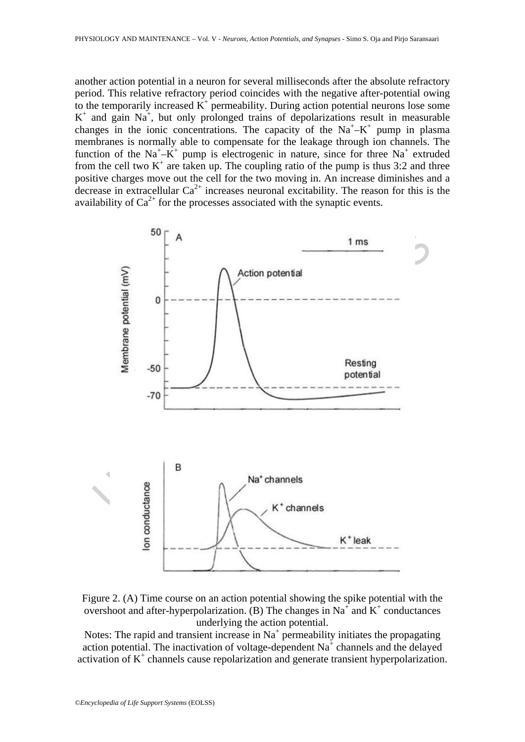another action potential in a neuron for several milliseconds after the absolute refractory period. This relative refractory period coincides with the negative after-potential owing to the temporarily increased $K^+$ permeability. During action potential neurons lose some $K^+$ and gain $Na^+$, but only prolonged trains of depolarizations result in measurable changes in the ionic concentrations. The capacity of the $Na^+$–$K^+$ pump in plasma membranes is normally able to compensate for the leakage through ion channels. The function of the $Na^+$–$K^+$ pump is electrogenic in nature, since for three $Na^+$ extruded from the cell two $K^+$ are taken up. The coupling ratio of the pump is thus 3:2 and three positive charges move out the cell for the two moving in. An increase diminishes and a decrease in extracellular $Ca^{2+}$ increases neuronal excitability. The reason for this is the availability of $Ca^{2+}$ for the processes associated with the synaptic events.

A

1 ms

Action potential

Resting potential

Membrane potential (mV)

50

0

-50

-70

B

Na⁺ channels

K⁺ channels

K⁺ leak

Ion conductance

Figure 2. (A) Time course on an action potential showing the spike potential with the overshoot and after-hyperpolarization. (B) The changes in $Na^+$ and $K^+$ conductances underlying the action potential.

Notes: The rapid and transient increase in $Na^+$ permeability initiates the propagating action potential. The inactivation of voltage-dependent $Na^+$ channels and the delayed activation of $K^+$ channels cause repolarization and generate transient hyperpolarization.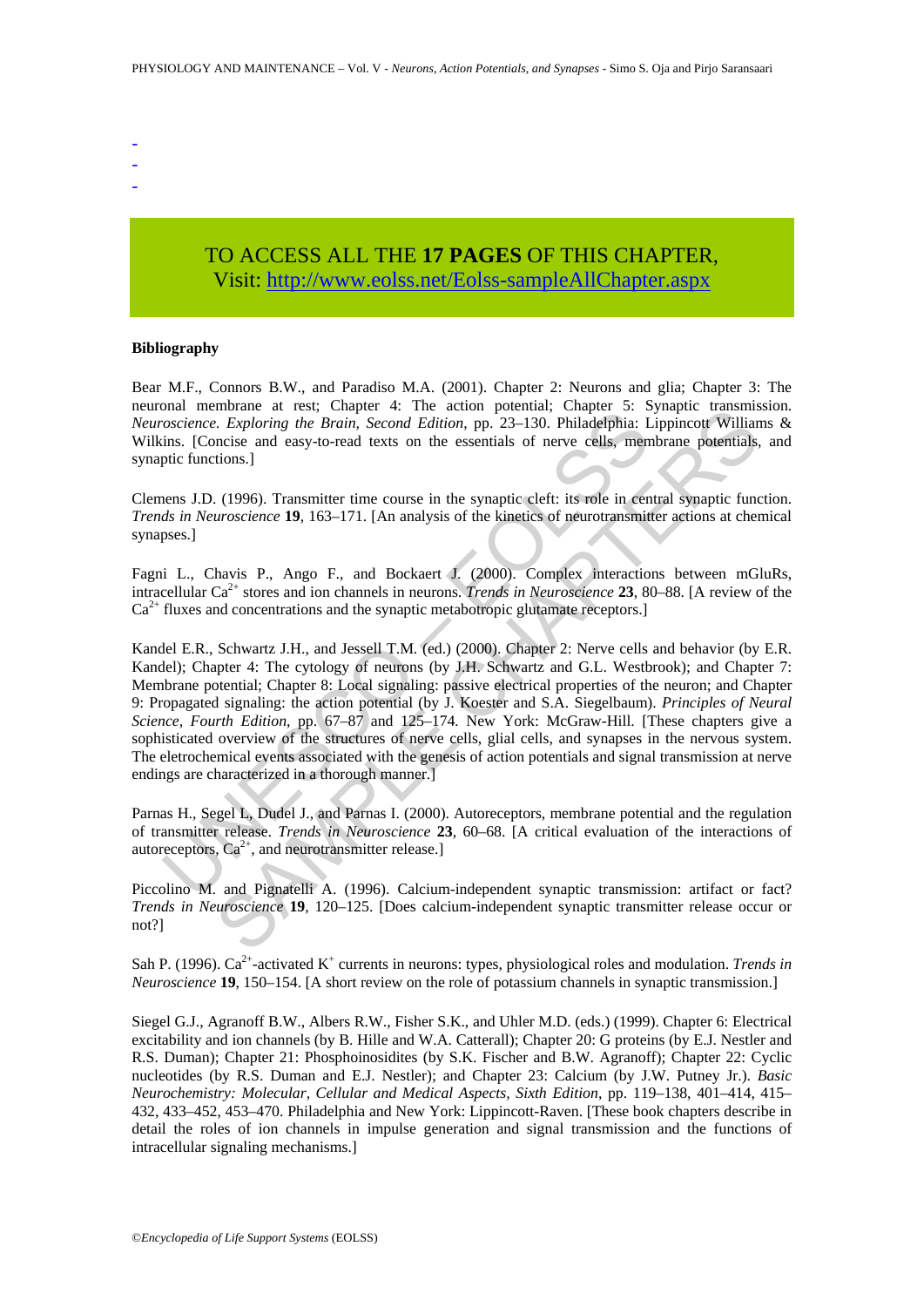-
-
-

TO ACCESS ALL THE **17 PAGES** OF THIS CHAPTER,
Visit: http://www.eolss.net/Eolss-sampleAllChapter.aspx

**Bibliography**

Bear M.F., Connors B.W., and Paradiso M.A. (2001). Chapter 2: Neurons and glia; Chapter 3: The neuronal membrane at rest; Chapter 4: The action potential; Chapter 5: Synaptic transmission. *Neuroscience. Exploring the Brain, Second Edition*, pp. 23–130. Philadelphia: Lippincott Williams & Wilkins. [Concise and easy-to-read texts on the essentials of nerve cells, membrane potentials, and synaptic functions.]

Clemens J.D. (1996). Transmitter time course in the synaptic cleft: its role in central synaptic function. *Trends in Neuroscience* **19**, 163–171. [An analysis of the kinetics of neurotransmitter actions at chemical synapses.]

Fagni L., Chavis P., Ango F., and Bockaert J. (2000). Complex interactions between mGluRs, intracellular $Ca^{2+}$ stores and ion channels in neurons. *Trends in Neuroscience* **23**, 80–88. [A review of the $Ca^{2+}$ fluxes and concentrations and the synaptic metabotropic glutamate receptors.]

Kandel E.R., Schwartz J.H., and Jessell T.M. (ed.) (2000). Chapter 2: Nerve cells and behavior (by E.R. Kandel); Chapter 4: The cytology of neurons (by J.H. Schwartz and G.L. Westbrook); and Chapter 7: Membrane potential; Chapter 8: Local signaling: passive electrical properties of the neuron; and Chapter 9: Propagated signaling: the action potential (by J. Koester and S.A. Siegelbaum). *Principles of Neural Science, Fourth Edition*, pp. 67–87 and 125–174. New York: McGraw-Hill. [These chapters give a sophisticated overview of the structures of nerve cells, glial cells, and synapses in the nervous system. The eletrochemical events associated with the genesis of action potentials and signal transmission at nerve endings are characterized in a thorough manner.]

Parnas H., Segel L, Dudel J., and Parnas I. (2000). Autoreceptors, membrane potential and the regulation of transmitter release. *Trends in Neuroscience* **23**, 60–68. [A critical evaluation of the interactions of autoreceptors, $Ca^{2+}$, and neurotransmitter release.]

Piccolino M. and Pignatelli A. (1996). Calcium-independent synaptic transmission: artifact or fact? *Trends in Neuroscience* **19**, 120–125. [Does calcium-independent synaptic transmitter release occur or not?]

Sah P. (1996). $Ca^{2+}$-activated $K^{+}$ currents in neurons: types, physiological roles and modulation. *Trends in Neuroscience* **19**, 150–154. [A short review on the role of potassium channels in synaptic transmission.]

Siegel G.J., Agranoff B.W., Albers R.W., Fisher S.K., and Uhler M.D. (eds.) (1999). Chapter 6: Electrical excitability and ion channels (by B. Hille and W.A. Catterall); Chapter 20: G proteins (by E.J. Nestler and R.S. Duman); Chapter 21: Phosphoinosidites (by S.K. Fischer and B.W. Agranoff); Chapter 22: Cyclic nucleotides (by R.S. Duman and E.J. Nestler); and Chapter 23: Calcium (by J.W. Putney Jr.). *Basic Neurochemistry: Molecular, Cellular and Medical Aspects, Sixth Edition*, pp. 119–138, 401–414, 415–432, 433–452, 453–470. Philadelphia and New York: Lippincott-Raven. [These book chapters describe in detail the roles of ion channels in impulse generation and signal transmission and the functions of intracellular signaling mechanisms.]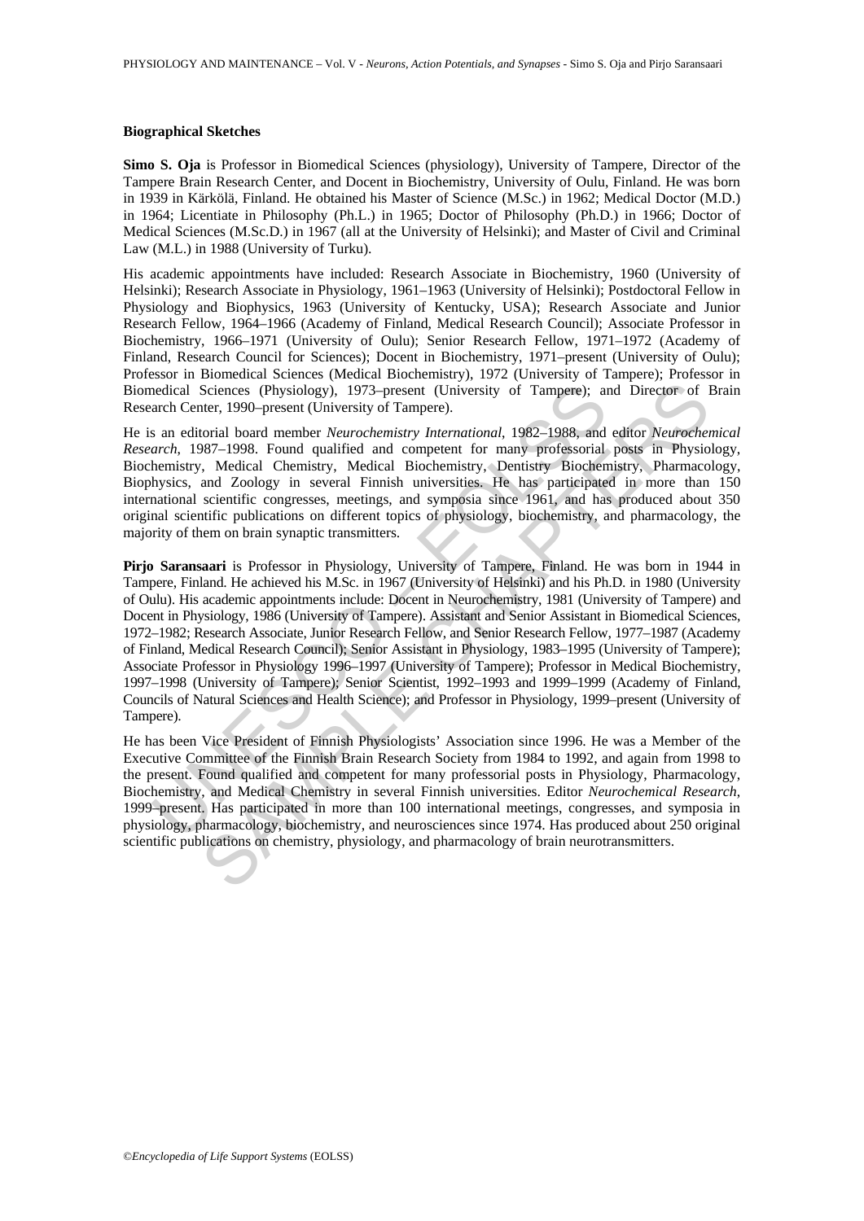**Biographical Sketches**

**Simo S. Oja** is Professor in Biomedical Sciences (physiology), University of Tampere, Director of the Tampere Brain Research Center, and Docent in Biochemistry, University of Oulu, Finland. He was born in 1939 in Kärkölä, Finland. He obtained his Master of Science (M.Sc.) in 1962; Medical Doctor (M.D.) in 1964; Licentiate in Philosophy (Ph.L.) in 1965; Doctor of Philosophy (Ph.D.) in 1966; Doctor of Medical Sciences (M.Sc.D.) in 1967 (all at the University of Helsinki); and Master of Civil and Criminal Law (M.L.) in 1988 (University of Turku).

His academic appointments have included: Research Associate in Biochemistry, 1960 (University of Helsinki); Research Associate in Physiology, 1961–1963 (University of Helsinki); Postdoctoral Fellow in Physiology and Biophysics, 1963 (University of Kentucky, USA); Research Associate and Junior Research Fellow, 1964–1966 (Academy of Finland, Medical Research Council); Associate Professor in Biochemistry, 1966–1971 (University of Oulu); Senior Research Fellow, 1971–1972 (Academy of Finland, Research Council for Sciences); Docent in Biochemistry, 1971–present (University of Oulu); Professor in Biomedical Sciences (Medical Biochemistry), 1972 (University of Tampere); Professor in Biomedical Sciences (Physiology), 1973–present (University of Tampere); and Director of Brain Research Center, 1990–present (University of Tampere).

He is an editorial board member *Neurochemistry International*, 1982–1988, and editor *Neurochemical Research*, 1987–1998. Found qualified and competent for many professorial posts in Physiology, Biochemistry, Medical Chemistry, Medical Biochemistry, Dentistry Biochemistry, Pharmacology, Biophysics, and Zoology in several Finnish universities. He has participated in more than 150 international scientific congresses, meetings, and symposia since 1961, and has produced about 350 original scientific publications on different topics of physiology, biochemistry, and pharmacology, the majority of them on brain synaptic transmitters.

**Pirjo Saransaari** is Professor in Physiology, University of Tampere, Finland. He was born in 1944 in Tampere, Finland. He achieved his M.Sc. in 1967 (University of Helsinki) and his Ph.D. in 1980 (University of Oulu). His academic appointments include: Docent in Neurochemistry, 1981 (University of Tampere) and Docent in Physiology, 1986 (University of Tampere). Assistant and Senior Assistant in Biomedical Sciences, 1972–1982; Research Associate, Junior Research Fellow, and Senior Research Fellow, 1977–1987 (Academy of Finland, Medical Research Council); Senior Assistant in Physiology, 1983–1995 (University of Tampere); Associate Professor in Physiology 1996–1997 (University of Tampere); Professor in Medical Biochemistry, 1997–1998 (University of Tampere); Senior Scientist, 1992–1993 and 1999–1999 (Academy of Finland, Councils of Natural Sciences and Health Science); and Professor in Physiology, 1999–present (University of Tampere).

He has been Vice President of Finnish Physiologists' Association since 1996. He was a Member of the Executive Committee of the Finnish Brain Research Society from 1984 to 1992, and again from 1998 to the present. Found qualified and competent for many professorial posts in Physiology, Pharmacology, Biochemistry, and Medical Chemistry in several Finnish universities. Editor *Neurochemical Research*, 1999–present. Has participated in more than 100 international meetings, congresses, and symposia in physiology, pharmacology, biochemistry, and neurosciences since 1974. Has produced about 250 original scientific publications on chemistry, physiology, and pharmacology of brain neurotransmitters.